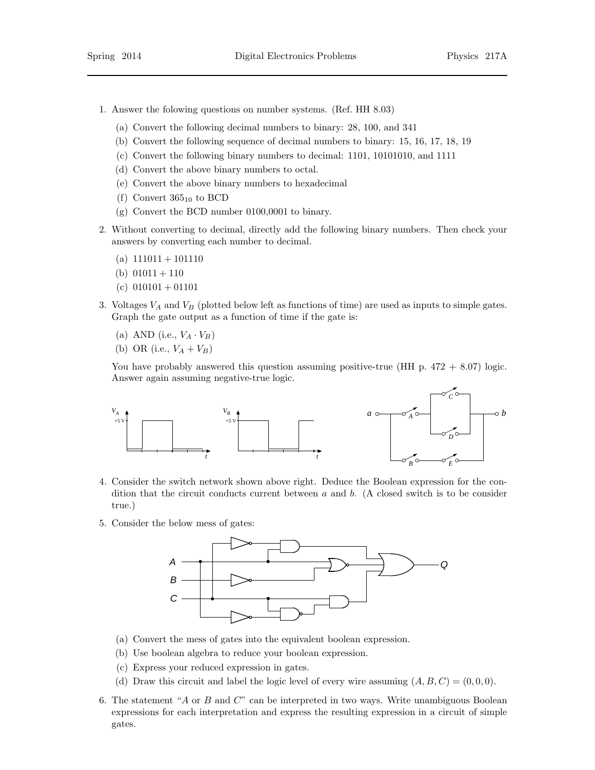1. Answer the folowing questions on number systems. (Ref. HH 8.03)
   (a) Convert the following decimal numbers to binary: 28, 100, and 341
   (b) Convert the following sequence of decimal numbers to binary: 15, 16, 17, 18, 19
   (c) Convert the following binary numbers to decimal: 1101, 10101010, and 1111
   (d) Convert the above binary numbers to octal.
   (e) Convert the above binary numbers to hexadecimal
   (f) Convert $365_{10}$ to BCD
   (g) Convert the BCD number 0100,0001 to binary.

2. Without converting to decimal, directly add the following binary numbers. Then check your answers by converting each number to decimal.
   (a) $111011 + 101110$
   (b) $01011 + 110$
   (c) $010101 + 01101$

3. Voltages $V_A$ and $V_B$ (plotted below left as functions of time) are used as inputs to simple gates. Graph the gate output as a function of time if the gate is:
   (a) AND (i.e., $V_A \cdot V_B$)
   (b) OR (i.e., $V_A + V_B$)

   You have probably answered this question assuming positive-true (HH p. 472 + 8.07) logic. Answer again assuming negative-true logic.

4. Consider the switch network shown above right. Deduce the Boolean expression for the condition that the circuit conducts current between $a$ and $b$. (A closed switch is to be consider true.)

5. Consider the below mess of gates:
   (a) Convert the mess of gates into the equivalent boolean expression.
   (b) Use boolean algebra to reduce your boolean expression.
   (c) Express your reduced expression in gates.
   (d) Draw this circuit and label the logic level of every wire assuming $(A, B, C) = (0, 0, 0)$.

6. The statement "$A$ or $B$ and $C$" can be interpreted in two ways. Write unambiguous Boolean expressions for each interpretation and express the resulting expression in a circuit of simple gates.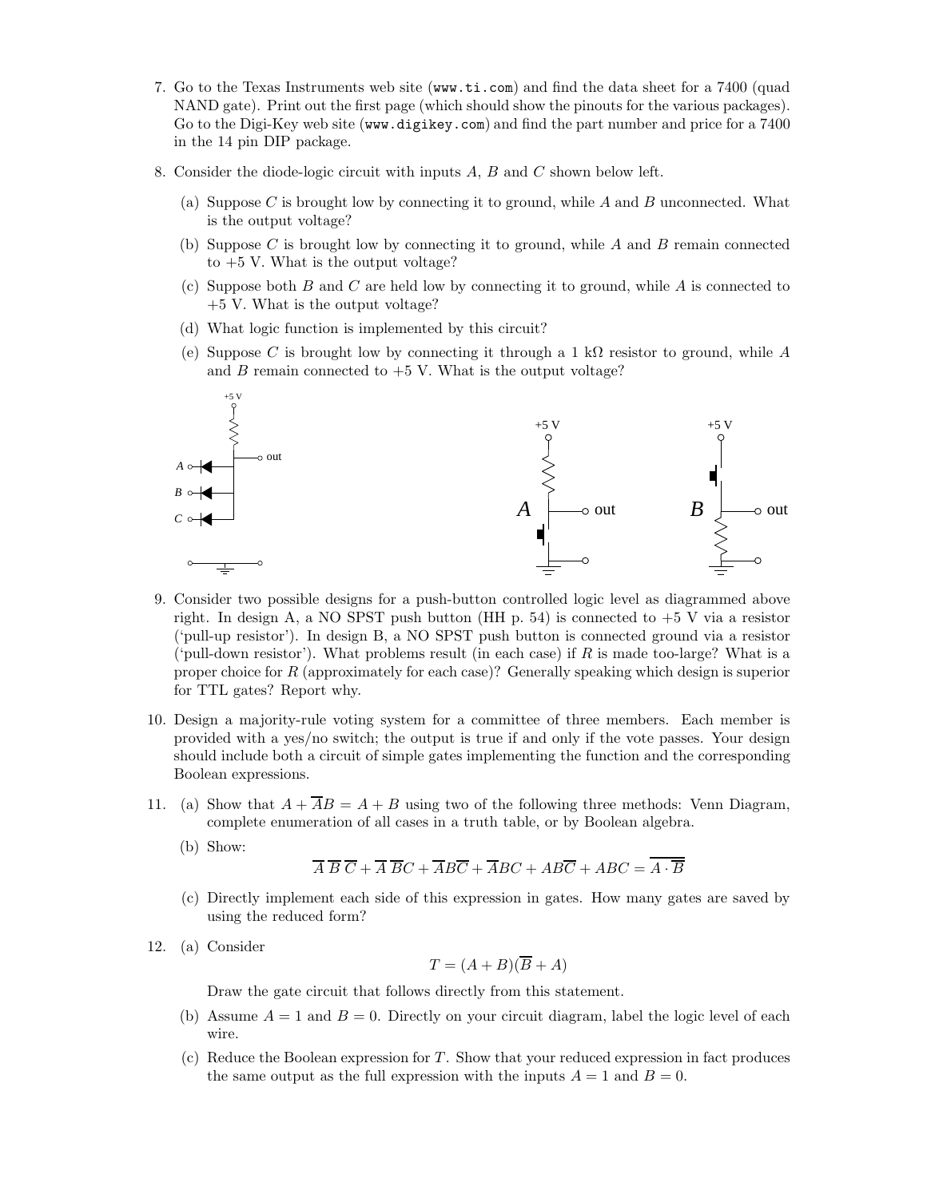7. Go to the Texas Instruments web site (`www.ti.com`) and find the data sheet for a 7400 (quad NAND gate). Print out the first page (which should show the pinouts for the various packages). Go to the Digi-Key web site (`www.digikey.com`) and find the part number and price for a 7400 in the 14 pin DIP package.

8. Consider the diode-logic circuit with inputs $A$, $B$ and $C$ shown below left.

   (a) Suppose $C$ is brought low by connecting it to ground, while $A$ and $B$ unconnected. What is the output voltage?

   (b) Suppose $C$ is brought low by connecting it to ground, while $A$ and $B$ remain connected to +5 V. What is the output voltage?

   (c) Suppose both $B$ and $C$ are held low by connecting it to ground, while $A$ is connected to +5 V. What is the output voltage?

   (d) What logic function is implemented by this circuit?

   (e) Suppose $C$ is brought low by connecting it through a 1 kΩ resistor to ground, while $A$ and $B$ remain connected to +5 V. What is the output voltage?

9. Consider two possible designs for a push-button controlled logic level as diagrammed above right. In design A, a NO SPST push button (HH p. 54) is connected to +5 V via a resistor ('pull-up resistor'). In design B, a NO SPST push button is connected ground via a resistor ('pull-down resistor'). What problems result (in each case) if $R$ is made too-large? What is a proper choice for $R$ (approximately for each case)? Generally speaking which design is superior for TTL gates? Report why.

10. Design a majority-rule voting system for a committee of three members. Each member is provided with a yes/no switch; the output is true if and only if the vote passes. Your design should include both a circuit of simple gates implementing the function and the corresponding Boolean expressions.

11. (a) Show that $A + \overline{A}B = A + B$ using two of the following three methods: Venn Diagram, complete enumeration of all cases in a truth table, or by Boolean algebra.

    (b) Show:
    $$\overline{A}\,\overline{B}\,\overline{C} + \overline{A}\,\overline{B}C + \overline{A}B\overline{C} + \overline{A}BC + AB\overline{C} + ABC = \overline{A \cdot \overline{B}}$$

    (c) Directly implement each side of this expression in gates. How many gates are saved by using the reduced form?

12. (a) Consider
    $$T = (A + B)(\overline{B} + A)$$
    Draw the gate circuit that follows directly from this statement.

    (b) Assume $A = 1$ and $B = 0$. Directly on your circuit diagram, label the logic level of each wire.

    (c) Reduce the Boolean expression for $T$. Show that your reduced expression in fact produces the same output as the full expression with the inputs $A = 1$ and $B = 0$.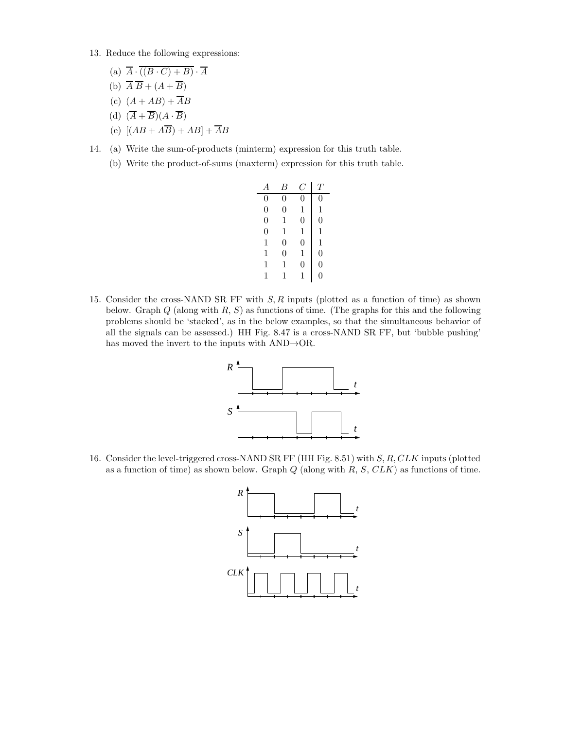13. Reduce the following expressions:

    (a) $\overline{A} \cdot \overline{((B \cdot C) + B)} \cdot \overline{A}$

    (b) $\overline{A}\,\overline{B} + (A + \overline{B})$

    (c) $(A + AB) + \overline{A}B$

    (d) $(\overline{A} + \overline{B})(A \cdot \overline{B})$

    (e) $[(AB + A\overline{B}) + AB] + \overline{A}B$

14. (a) Write the sum-of-products (minterm) expression for this truth table.

    (b) Write the product-of-sums (maxterm) expression for this truth table.

| $A$ | $B$ | $C$ | $T$ |
|---|---|---|---|
| 0 | 0 | 0 | 0 |
| 0 | 0 | 1 | 1 |
| 0 | 1 | 0 | 0 |
| 0 | 1 | 1 | 1 |
| 1 | 0 | 0 | 1 |
| 1 | 0 | 1 | 0 |
| 1 | 1 | 0 | 0 |
| 1 | 1 | 1 | 0 |

15. Consider the cross-NAND SR FF with $S, R$ inputs (plotted as a function of time) as shown below. Graph $Q$ (along with $R$, $S$) as functions of time. (The graphs for this and the following problems should be 'stacked', as in the below examples, so that the simultaneous behavior of all the signals can be assessed.) HH Fig. 8.47 is a cross-NAND SR FF, but 'bubble pushing' has moved the invert to the inputs with AND→OR.

16. Consider the level-triggered cross-NAND SR FF (HH Fig. 8.51) with $S, R, CLK$ inputs (plotted as a function of time) as shown below. Graph $Q$ (along with $R$, $S$, $CLK$) as functions of time.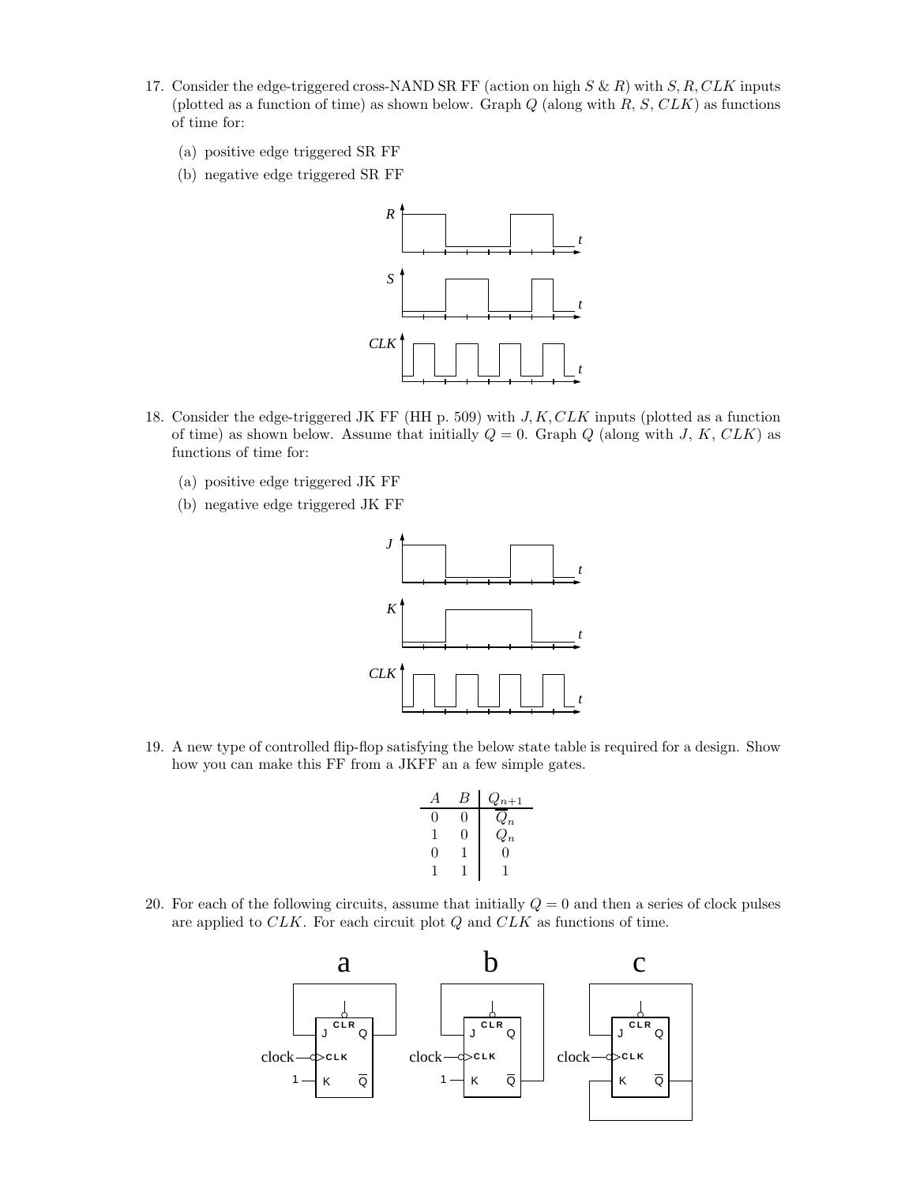17. Consider the edge-triggered cross-NAND SR FF (action on high $S$ & $R$) with $S, R, CLK$ inputs (plotted as a function of time) as shown below. Graph $Q$ (along with $R$, $S$, $CLK$) as functions of time for:

    (a) positive edge triggered SR FF

    (b) negative edge triggered SR FF

18. Consider the edge-triggered JK FF (HH p. 509) with $J, K, CLK$ inputs (plotted as a function of time) as shown below. Assume that initially $Q = 0$. Graph $Q$ (along with $J$, $K$, $CLK$) as functions of time for:

    (a) positive edge triggered JK FF

    (b) negative edge triggered JK FF

19. A new type of controlled flip-flop satisfying the below state table is required for a design. Show how you can make this FF from a JKFF an a few simple gates.

| $A$ | $B$ | $Q_{n+1}$ |
|---|---|---|
| 0 | 0 | $\overline{Q}_n$ |
| 1 | 0 | $Q_n$ |
| 0 | 1 | 0 |
| 1 | 1 | 1 |

20. For each of the following circuits, assume that initially $Q = 0$ and then a series of clock pulses are applied to $CLK$. For each circuit plot $Q$ and $CLK$ as functions of time.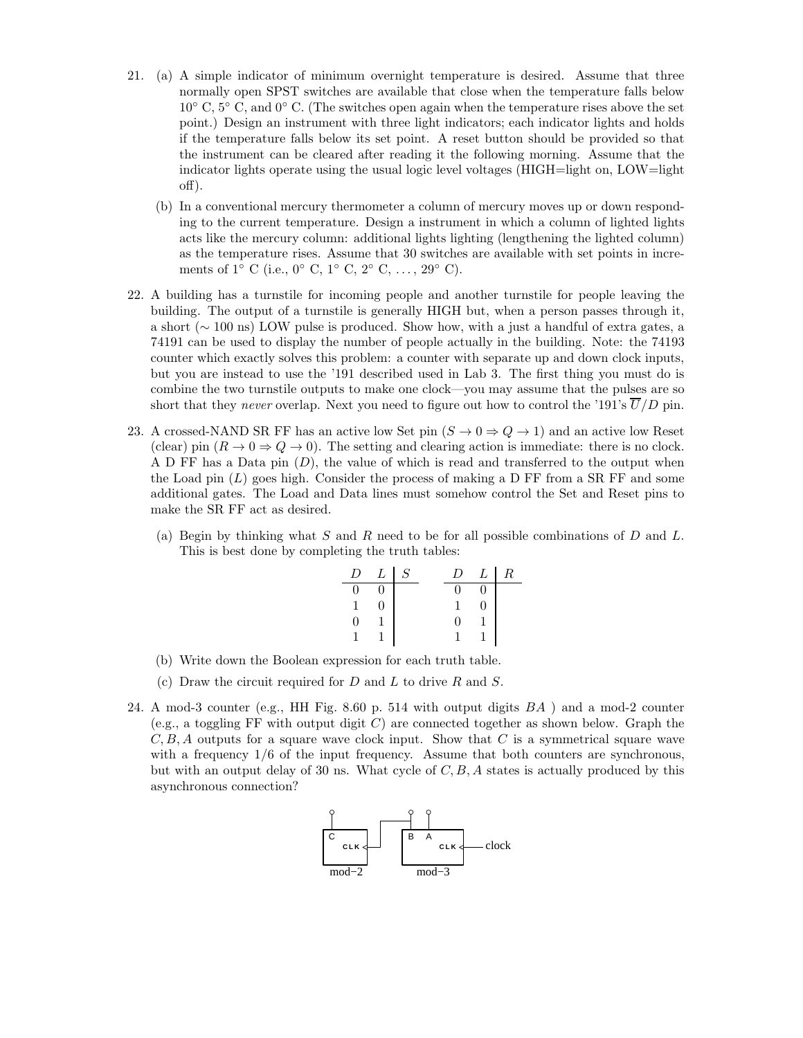21. (a) A simple indicator of minimum overnight temperature is desired. Assume that three normally open SPST switches are available that close when the temperature falls below 10° C, 5° C, and 0° C. (The switches open again when the temperature rises above the set point.) Design an instrument with three light indicators; each indicator lights and holds if the temperature falls below its set point. A reset button should be provided so that the instrument can be cleared after reading it the following morning. Assume that the indicator lights operate using the usual logic level voltages (HIGH=light on, LOW=light off).

    (b) In a conventional mercury thermometer a column of mercury moves up or down responding to the current temperature. Design a instrument in which a column of lighted lights acts like the mercury column: additional lights lighting (lengthening the lighted column) as the temperature rises. Assume that 30 switches are available with set points in increments of 1° C (i.e., 0° C, 1° C, 2° C, ..., 29° C).

22. A building has a turnstile for incoming people and another turnstile for people leaving the building. The output of a turnstile is generally HIGH but, when a person passes through it, a short (∼ 100 ns) LOW pulse is produced. Show how, with a just a handful of extra gates, a 74191 can be used to display the number of people actually in the building. Note: the 74193 counter which exactly solves this problem: a counter with separate up and down clock inputs, but you are instead to use the '191 described used in Lab 3. The first thing you must do is combine the two turnstile outputs to make one clock—you may assume that the pulses are so short that they *never* overlap. Next you need to figure out how to control the '191's $\overline{U}/D$ pin.

23. A crossed-NAND SR FF has an active low Set pin ($S \to 0 \Rightarrow Q \to 1$) and an active low Reset (clear) pin ($R \to 0 \Rightarrow Q \to 0$). The setting and clearing action is immediate: there is no clock. A D FF has a Data pin ($D$), the value of which is read and transferred to the output when the Load pin ($L$) goes high. Consider the process of making a D FF from a SR FF and some additional gates. The Load and Data lines must somehow control the Set and Reset pins to make the SR FF act as desired.

    (a) Begin by thinking what $S$ and $R$ need to be for all possible combinations of $D$ and $L$. This is best done by completing the truth tables:

| $D$ | $L$ | $S$ |
|---|---|---|
| 0 | 0 | |
| 1 | 0 | |
| 0 | 1 | |
| 1 | 1 | |

| $D$ | $L$ | $R$ |
|---|---|---|
| 0 | 0 | |
| 1 | 0 | |
| 0 | 1 | |
| 1 | 1 | |

    (b) Write down the Boolean expression for each truth table.

    (c) Draw the circuit required for $D$ and $L$ to drive $R$ and $S$.

24. A mod-3 counter (e.g., HH Fig. 8.60 p. 514 with output digits $BA$ ) and a mod-2 counter (e.g., a toggling FF with output digit $C$) are connected together as shown below. Graph the $C, B, A$ outputs for a square wave clock input. Show that $C$ is a symmetrical square wave with a frequency 1/6 of the input frequency. Assume that both counters are synchronous, but with an output delay of 30 ns. What cycle of $C, B, A$ states is actually produced by this asynchronous connection?

C CLK — mod−2 ; B A CLK — clock — mod−3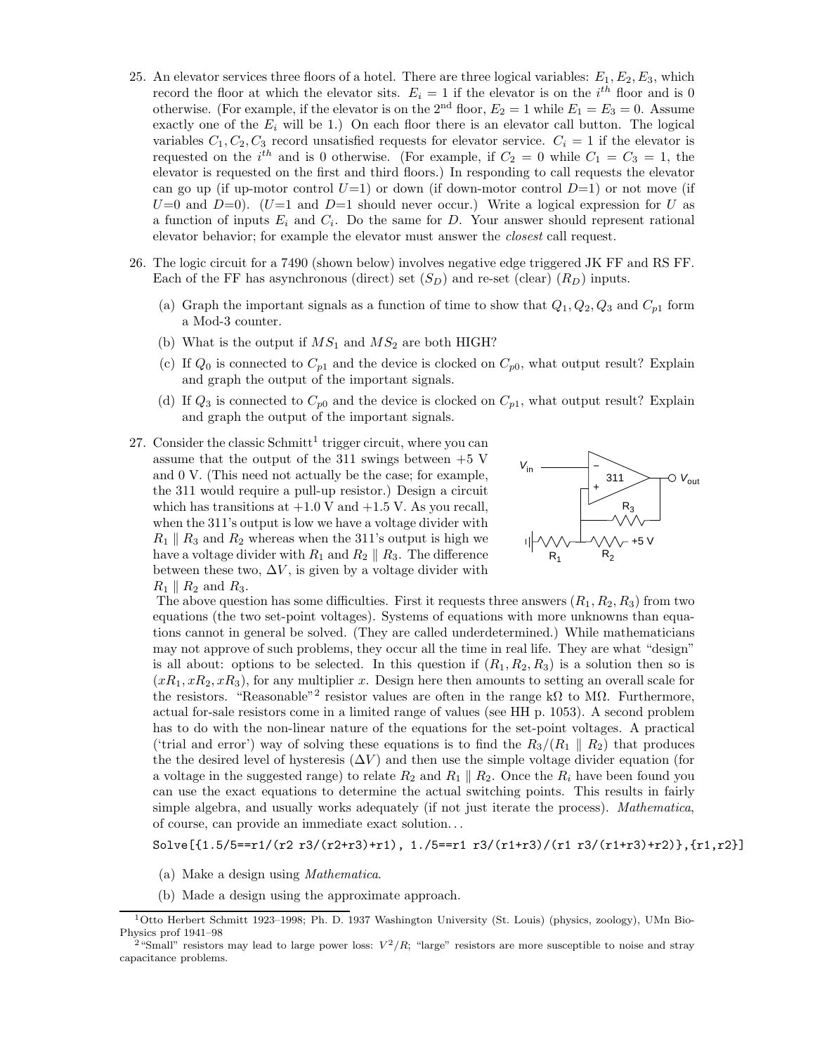25. An elevator services three floors of a hotel. There are three logical variables: $E_1, E_2, E_3$, which record the floor at which the elevator sits. $E_i = 1$ if the elevator is on the $i^{th}$ floor and is 0 otherwise. (For example, if the elevator is on the $2^{\text{nd}}$ floor, $E_2 = 1$ while $E_1 = E_3 = 0$. Assume exactly one of the $E_i$ will be 1.) On each floor there is an elevator call button. The logical variables $C_1, C_2, C_3$ record unsatisfied requests for elevator service. $C_i = 1$ if the elevator is requested on the $i^{th}$ and is 0 otherwise. (For example, if $C_2 = 0$ while $C_1 = C_3 = 1$, the elevator is requested on the first and third floors.) In responding to call requests the elevator can go up (if up-motor control $U$=1) or down (if down-motor control $D$=1) or not move (if $U$=0 and $D$=0). ($U$=1 and $D$=1 should never occur.) Write a logical expression for $U$ as a function of inputs $E_i$ and $C_i$. Do the same for $D$. Your answer should represent rational elevator behavior; for example the elevator must answer the *closest* call request.

26. The logic circuit for a 7490 (shown below) involves negative edge triggered JK FF and RS FF. Each of the FF has asynchronous (direct) set ($S_D$) and re-set (clear) ($R_D$) inputs.

    (a) Graph the important signals as a function of time to show that $Q_1, Q_2, Q_3$ and $C_{p1}$ form a Mod-3 counter.

    (b) What is the output if $MS_1$ and $MS_2$ are both HIGH?

    (c) If $Q_0$ is connected to $C_{p1}$ and the device is clocked on $C_{p0}$, what output result? Explain and graph the output of the important signals.

    (d) If $Q_3$ is connected to $C_{p0}$ and the device is clocked on $C_{p1}$, what output result? Explain and graph the output of the important signals.

27. Consider the classic Schmitt[1] trigger circuit, where you can assume that the output of the 311 swings between +5 V and 0 V. (This need not actually be the case; for example, the 311 would require a pull-up resistor.) Design a circuit which has transitions at +1.0 V and +1.5 V. As you recall, when the 311's output is low we have a voltage divider with $R_1 \parallel R_3$ and $R_2$ whereas when the 311's output is high we have a voltage divider with $R_1$ and $R_2 \parallel R_3$. The difference between these two, $\Delta V$, is given by a voltage divider with $R_1 \parallel R_2$ and $R_3$.

    The above question has some difficulties. First it requests three answers ($R_1, R_2, R_3$) from two equations (the two set-point voltages). Systems of equations with more unknowns than equations cannot in general be solved. (They are called underdetermined.) While mathematicians may not approve of such problems, they occur all the time in real life. They are what "design" is all about: options to be selected. In this question if $(R_1, R_2, R_3)$ is a solution then so is $(xR_1, xR_2, xR_3)$, for any multiplier $x$. Design here then amounts to setting an overall scale for the resistors. "Reasonable"[2] resistor values are often in the range k$\Omega$ to M$\Omega$. Furthermore, actual for-sale resistors come in a limited range of values (see HH p. 1053). A second problem has to do with the non-linear nature of the equations for the set-point voltages. A practical ('trial and error') way of solving these equations is to find the $R_3/(R_1 \parallel R_2)$ that produces the the desired level of hysteresis ($\Delta V$) and then use the simple voltage divider equation (for a voltage in the suggested range) to relate $R_2$ and $R_1 \parallel R_2$. Once the $R_i$ have been found you can use the exact equations to determine the actual switching points. This results in fairly simple algebra, and usually works adequately (if not just iterate the process). *Mathematica*, of course, can provide an immediate exact solution...

```
Solve[{1.5/5==r1/(r2 r3/(r2+r3)+r1), 1./5==r1 r3/(r1+r3)/(r1 r3/(r1+r3)+r2)},{r1,r2}]
```

    (a) Make a design using *Mathematica*.

    (b) Made a design using the approximate approach.

---

[1] Otto Herbert Schmitt 1923–1998; Ph. D. 1937 Washington University (St. Louis) (physics, zoology), UMn Bio-Physics prof 1941–98

[2] "Small" resistors may lead to large power loss: $V^2/R$; "large" resistors are more susceptible to noise and stray capacitance problems.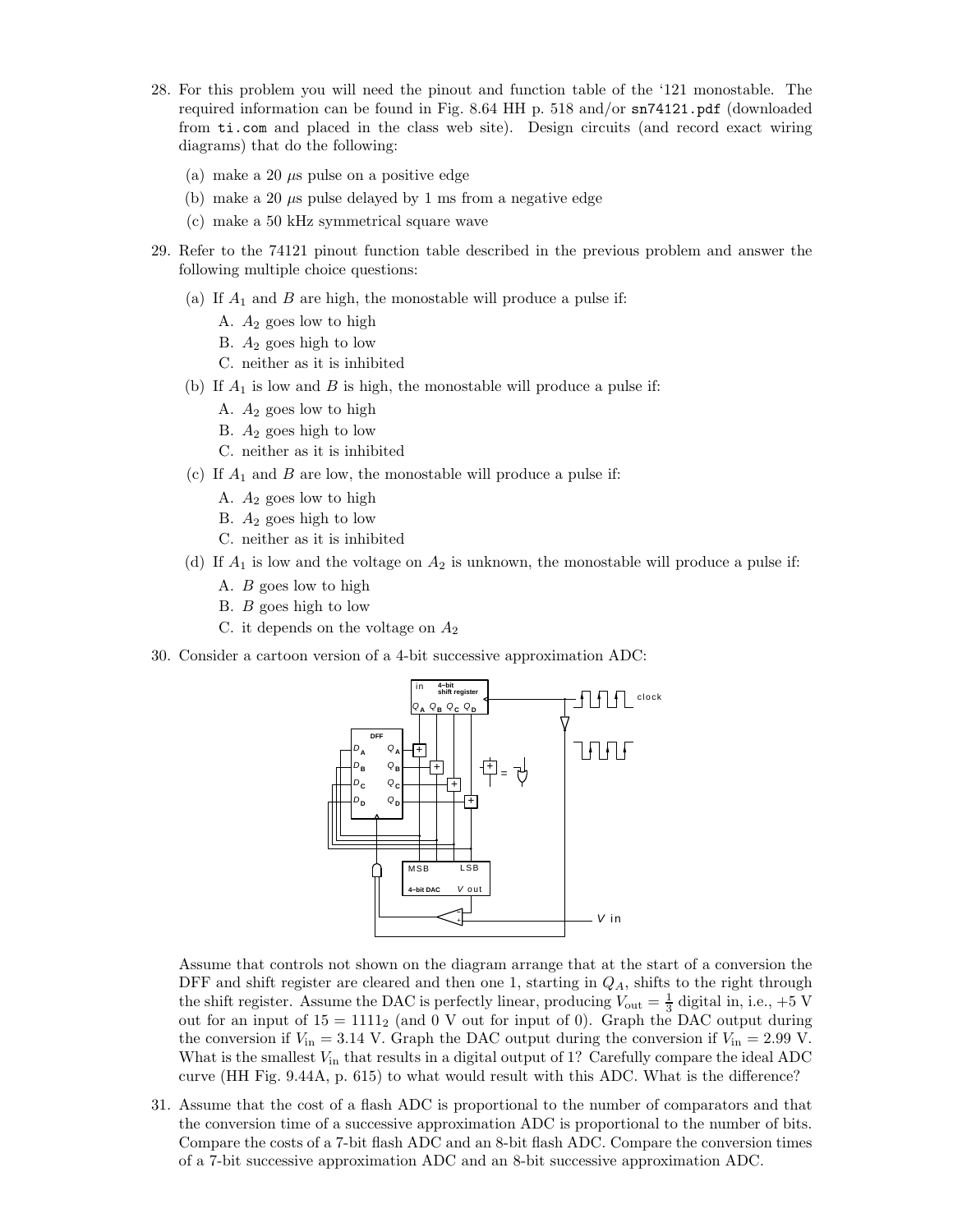28. For this problem you will need the pinout and function table of the '121 monostable. The required information can be found in Fig. 8.64 HH p. 518 and/or `sn74121.pdf` (downloaded from `ti.com` and placed in the class web site). Design circuits (and record exact wiring diagrams) that do the following:

    (a) make a 20 $\mu$s pulse on a positive edge

    (b) make a 20 $\mu$s pulse delayed by 1 ms from a negative edge

    (c) make a 50 kHz symmetrical square wave

29. Refer to the 74121 pinout function table described in the previous problem and answer the following multiple choice questions:

    (a) If $A_1$ and $B$ are high, the monostable will produce a pulse if:
    A. $A_2$ goes low to high
    B. $A_2$ goes high to low
    C. neither as it is inhibited

    (b) If $A_1$ is low and $B$ is high, the monostable will produce a pulse if:
    A. $A_2$ goes low to high
    B. $A_2$ goes high to low
    C. neither as it is inhibited

    (c) If $A_1$ and $B$ are low, the monostable will produce a pulse if:
    A. $A_2$ goes low to high
    B. $A_2$ goes high to low
    C. neither as it is inhibited

    (d) If $A_1$ is low and the voltage on $A_2$ is unknown, the monostable will produce a pulse if:
    A. $B$ goes low to high
    B. $B$ goes high to low
    C. it depends on the voltage on $A_2$

30. Consider a cartoon version of a 4-bit successive approximation ADC:

    Assume that controls not shown on the diagram arrange that at the start of a conversion the DFF and shift register are cleared and then one 1, starting in $Q_A$, shifts to the right through the shift register. Assume the DAC is perfectly linear, producing $V_{\text{out}} = \frac{1}{3}$ digital in, i.e., +5 V out for an input of $15 = 1111_2$ (and 0 V out for input of 0). Graph the DAC output during the conversion if $V_{\text{in}} = 3.14$ V. Graph the DAC output during the conversion if $V_{\text{in}} = 2.99$ V. What is the smallest $V_{\text{in}}$ that results in a digital output of 1? Carefully compare the ideal ADC curve (HH Fig. 9.44A, p. 615) to what would result with this ADC. What is the difference?

31. Assume that the cost of a flash ADC is proportional to the number of comparators and that the conversion time of a successive approximation ADC is proportional to the number of bits. Compare the costs of a 7-bit flash ADC and an 8-bit flash ADC. Compare the conversion times of a 7-bit successive approximation ADC and an 8-bit successive approximation ADC.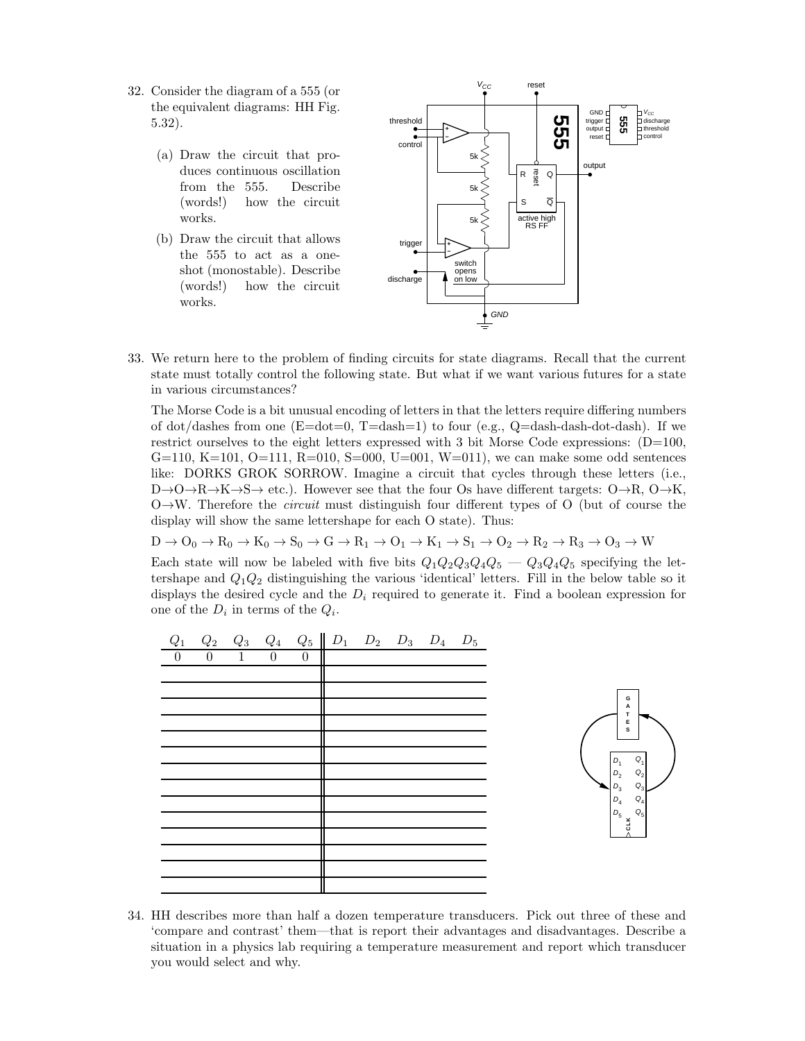32. Consider the diagram of a 555 (or the equivalent diagrams: HH Fig. 5.32).

    (a) Draw the circuit that produces continuous oscillation from the 555. Describe (words!) how the circuit works.

    (b) Draw the circuit that allows the 555 to act as a one-shot (monostable). Describe (words!) how the circuit works.

33. We return here to the problem of finding circuits for state diagrams. Recall that the current state must totally control the following state. But what if we want various futures for a state in various circumstances?

    The Morse Code is a bit unusual encoding of letters in that the letters require differing numbers of dot/dashes from one (E=dot=0, T=dash=1) to four (e.g., Q=dash-dash-dot-dash). If we restrict ourselves to the eight letters expressed with 3 bit Morse Code expressions: (D=100, G=110, K=101, O=111, R=010, S=000, U=001, W=011), we can make some odd sentences like: DORKS GROK SORROW. Imagine a circuit that cycles through these letters (i.e., D→O→R→K→S→ etc.). However see that the four Os have different targets: O→R, O→K, O→W. Therefore the *circuit* must distinguish four different types of O (but of course the display will show the same lettershape for each O state). Thus:

    $D \to O_0 \to R_0 \to K_0 \to S_0 \to G \to R_1 \to O_1 \to K_1 \to S_1 \to O_2 \to R_2 \to R_3 \to O_3 \to W$

    Each state will now be labeled with five bits $Q_1Q_2Q_3Q_4Q_5$ — $Q_3Q_4Q_5$ specifying the lettershape and $Q_1Q_2$ distinguishing the various 'identical' letters. Fill in the below table so it displays the desired cycle and the $D_i$ required to generate it. Find a boolean expression for one of the $D_i$ in terms of the $Q_i$.

| $Q_1$ | $Q_2$ | $Q_3$ | $Q_4$ | $Q_5$ | $D_1$ | $D_2$ | $D_3$ | $D_4$ | $D_5$ |
|---|---|---|---|---|---|---|---|---|---|
| 0 | 0 | 1 | 0 | 0 | | | | | |
| | | | | | | | | | |
| | | | | | | | | | |
| | | | | | | | | | |
| | | | | | | | | | |
| | | | | | | | | | |
| | | | | | | | | | |
| | | | | | | | | | |
| | | | | | | | | | |
| | | | | | | | | | |
| | | | | | | | | | |
| | | | | | | | | | |
| | | | | | | | | | |
| | | | | | | | | | |
| | | | | | | | | | |

34. HH describes more than half a dozen temperature transducers. Pick out three of these and 'compare and contrast' them—that is report their advantages and disadvantages. Describe a situation in a physics lab requiring a temperature measurement and report which transducer you would select and why.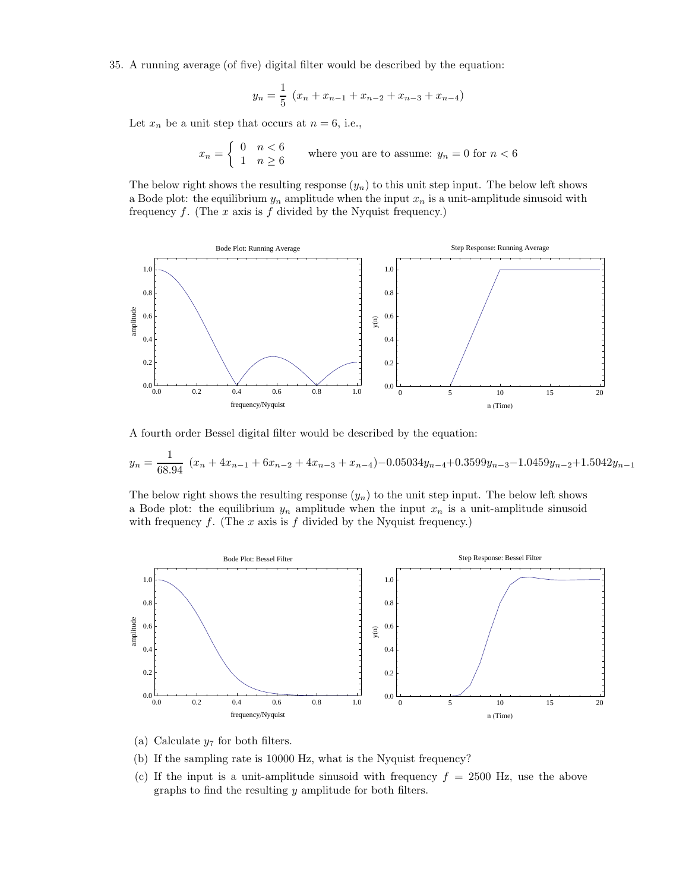35. A running average (of five) digital filter would be described by the equation:

$$y_n = \frac{1}{5}\ (x_n + x_{n-1} + x_{n-2} + x_{n-3} + x_{n-4})$$

Let $x_n$ be a unit step that occurs at $n = 6$, i.e.,

$$x_n = \begin{cases} 0 & n < 6 \\ 1 & n \geq 6 \end{cases} \qquad \text{where you are to assume: } y_n = 0 \text{ for } n < 6$$

The below right shows the resulting response ($y_n$) to this unit step input. The below left shows a Bode plot: the equilibrium $y_n$ amplitude when the input $x_n$ is a unit-amplitude sinusoid with frequency $f$. (The $x$ axis is $f$ divided by the Nyquist frequency.)

A fourth order Bessel digital filter would be described by the equation:

$$y_n = \frac{1}{68.94}\ (x_n + 4x_{n-1} + 6x_{n-2} + 4x_{n-3} + x_{n-4}) - 0.05034y_{n-4} + 0.3599y_{n-3} - 1.0459y_{n-2} + 1.5042y_{n-1}$$

The below right shows the resulting response ($y_n$) to the unit step input. The below left shows a Bode plot: the equilibrium $y_n$ amplitude when the input $x_n$ is a unit-amplitude sinusoid with frequency $f$. (The $x$ axis is $f$ divided by the Nyquist frequency.)

(a) Calculate $y_7$ for both filters.

(b) If the sampling rate is 10000 Hz, what is the Nyquist frequency?

(c) If the input is a unit-amplitude sinusoid with frequency $f = 2500$ Hz, use the above graphs to find the resulting $y$ amplitude for both filters.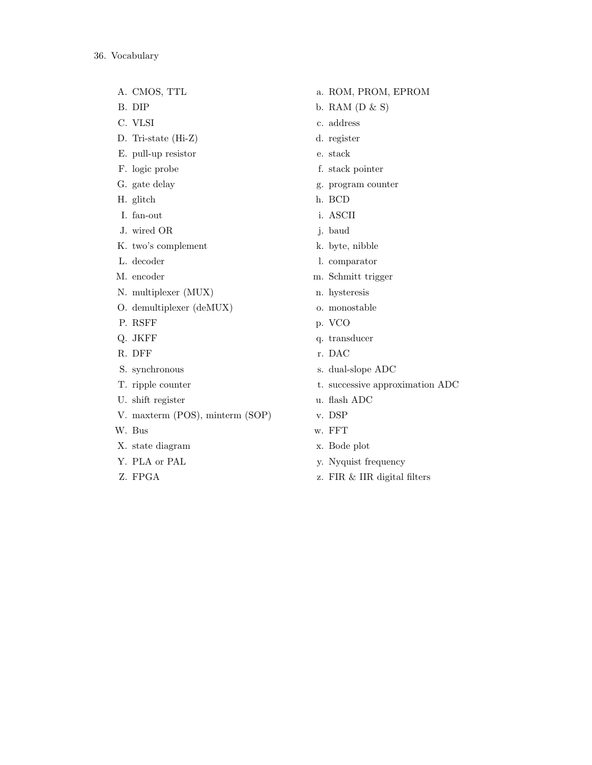36. Vocabulary

A. CMOS, TTL
B. DIP
C. VLSI
D. Tri-state (Hi-Z)
E. pull-up resistor
F. logic probe
G. gate delay
H. glitch
I. fan-out
J. wired OR
K. two's complement
L. decoder
M. encoder
N. multiplexer (MUX)
O. demultiplexer (deMUX)
P. RSFF
Q. JKFF
R. DFF
S. synchronous
T. ripple counter
U. shift register
V. maxterm (POS), minterm (SOP)
W. Bus
X. state diagram
Y. PLA or PAL
Z. FPGA

a. ROM, PROM, EPROM
b. RAM (D & S)
c. address
d. register
e. stack
f. stack pointer
g. program counter
h. BCD
i. ASCII
j. baud
k. byte, nibble
l. comparator
m. Schmitt trigger
n. hysteresis
o. monostable
p. VCO
q. transducer
r. DAC
s. dual-slope ADC
t. successive approximation ADC
u. flash ADC
v. DSP
w. FFT
x. Bode plot
y. Nyquist frequency
z. FIR & IIR digital filters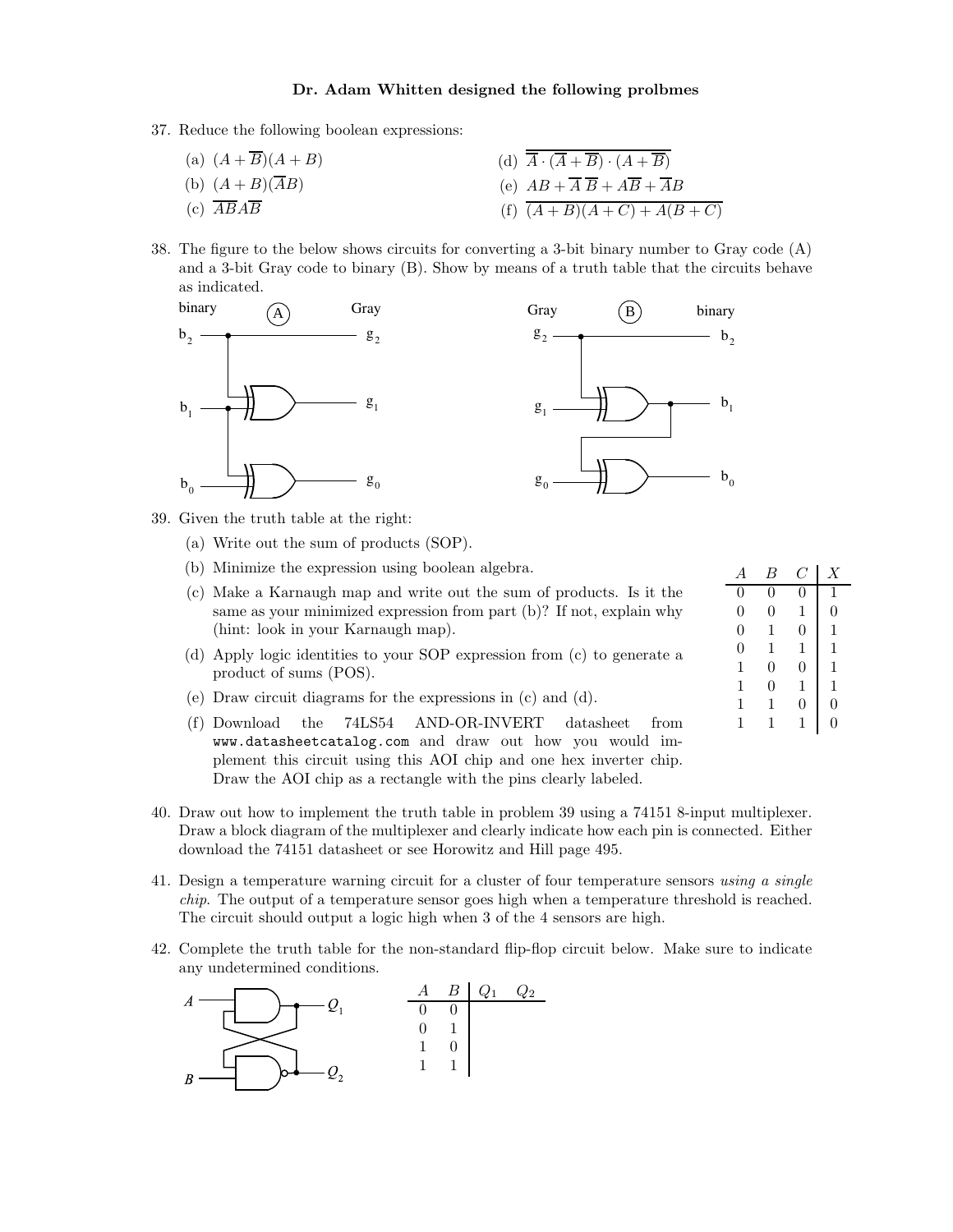**Dr. Adam Whitten designed the following prolbmes**

37. Reduce the following boolean expressions:

    (a) $(A+\overline{B})(A+B)$

    (b) $(A+B)(\overline{A}B)$

    (c) $\overline{AB}A\overline{B}$

    (d) $\overline{\overline{A}\cdot(\overline{A}+\overline{B})\cdot(A+\overline{B})}$

    (e) $AB+\overline{A}\,\overline{B}+A\overline{B}+\overline{A}B$

    (f) $\overline{(A+B)(A+C)+A(B+C)}$

38. The figure to the below shows circuits for converting a 3-bit binary number to Gray code (A) and a 3-bit Gray code to binary (B). Show by means of a truth table that the circuits behave as indicated.

39. Given the truth table at the right:

    (a) Write out the sum of products (SOP).

    (b) Minimize the expression using boolean algebra.

    (c) Make a Karnaugh map and write out the sum of products. Is it the same as your minimized expression from part (b)? If not, explain why (hint: look in your Karnaugh map).

    (d) Apply logic identities to your SOP expression from (c) to generate a product of sums (POS).

    (e) Draw circuit diagrams for the expressions in (c) and (d).

    (f) Download the 74LS54 AND-OR-INVERT datasheet from www.datasheetcatalog.com and draw out how you would implement this circuit using this AOI chip and one hex inverter chip. Draw the AOI chip as a rectangle with the pins clearly labeled.

| $A$ | $B$ | $C$ | $X$ |
|---|---|---|---|
| 0 | 0 | 0 | 1 |
| 0 | 0 | 1 | 0 |
| 0 | 1 | 0 | 1 |
| 0 | 1 | 1 | 1 |
| 1 | 0 | 0 | 1 |
| 1 | 0 | 1 | 1 |
| 1 | 1 | 0 | 0 |
| 1 | 1 | 1 | 0 |

40. Draw out how to implement the truth table in problem 39 using a 74151 8-input multiplexer. Draw a block diagram of the multiplexer and clearly indicate how each pin is connected. Either download the 74151 datasheet or see Horowitz and Hill page 495.

41. Design a temperature warning circuit for a cluster of four temperature sensors *using a single chip*. The output of a temperature sensor goes high when a temperature threshold is reached. The circuit should output a logic high when 3 of the 4 sensors are high.

42. Complete the truth table for the non-standard flip-flop circuit below. Make sure to indicate any undetermined conditions.

| $A$ | $B$ | $Q_1$ | $Q_2$ |
|---|---|---|---|
| 0 | 0 | | |
| 0 | 1 | | |
| 1 | 0 | | |
| 1 | 1 | | |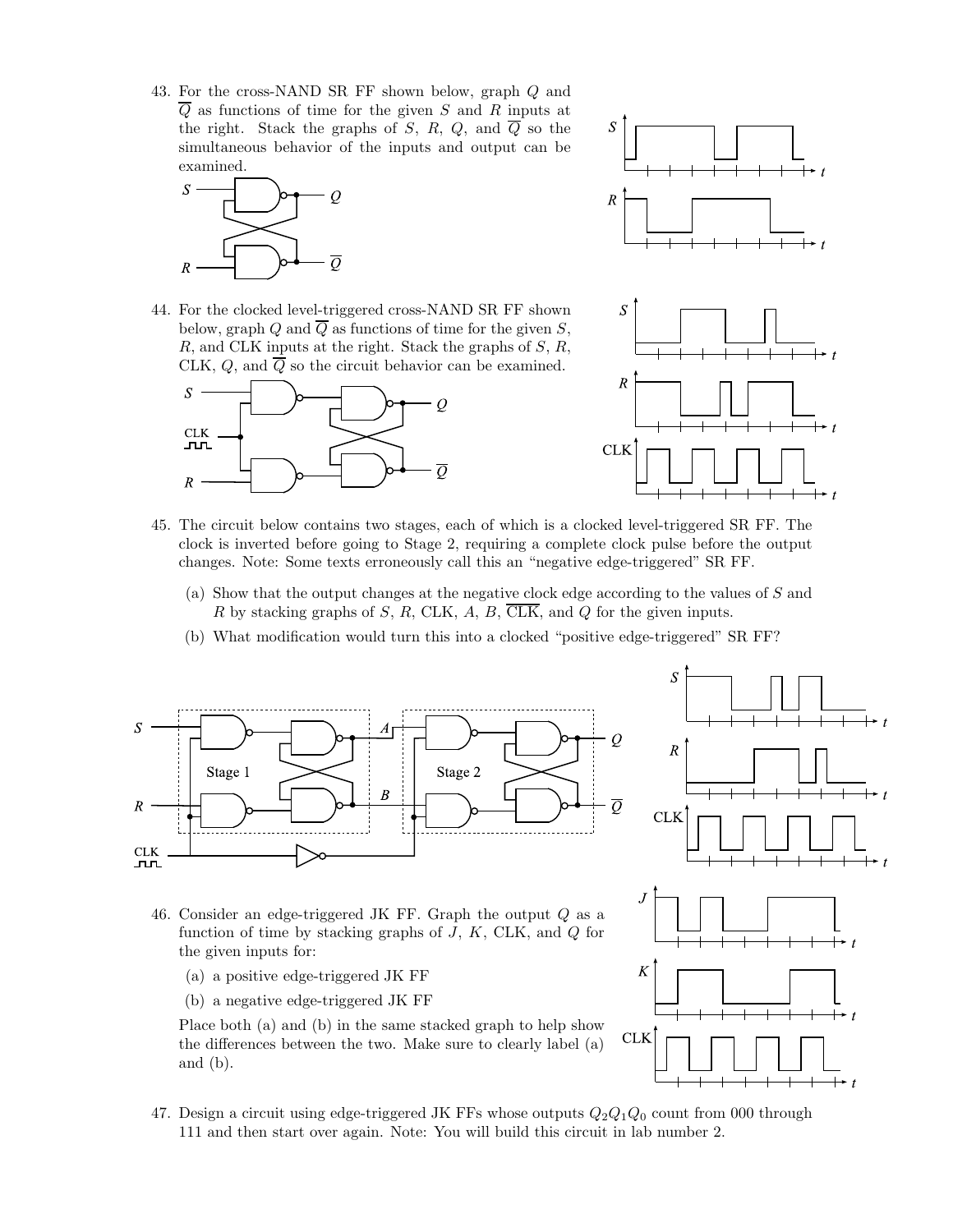43. For the cross-NAND SR FF shown below, graph $Q$ and $\overline{Q}$ as functions of time for the given $S$ and $R$ inputs at the right. Stack the graphs of $S$, $R$, $Q$, and $\overline{Q}$ so the simultaneous behavior of the inputs and output can be examined.

44. For the clocked level-triggered cross-NAND SR FF shown below, graph $Q$ and $\overline{Q}$ as functions of time for the given $S$, $R$, and CLK inputs at the right. Stack the graphs of $S$, $R$, CLK, $Q$, and $\overline{Q}$ so the circuit behavior can be examined.

45. The circuit below contains two stages, each of which is a clocked level-triggered SR FF. The clock is inverted before going to Stage 2, requiring a complete clock pulse before the output changes. Note: Some texts erroneously call this an "negative edge-triggered" SR FF.

    (a) Show that the output changes at the negative clock edge according to the values of $S$ and $R$ by stacking graphs of $S$, $R$, CLK, $A$, $B$, $\overline{\text{CLK}}$, and $Q$ for the given inputs.

    (b) What modification would turn this into a clocked "positive edge-triggered" SR FF?

46. Consider an edge-triggered JK FF. Graph the output $Q$ as a function of time by stacking graphs of $J$, $K$, CLK, and $Q$ for the given inputs for:

    (a) a positive edge-triggered JK FF

    (b) a negative edge-triggered JK FF

    Place both (a) and (b) in the same stacked graph to help show the differences between the two. Make sure to clearly label (a) and (b).

47. Design a circuit using edge-triggered JK FFs whose outputs $Q_2Q_1Q_0$ count from 000 through 111 and then start over again. Note: You will build this circuit in lab number 2.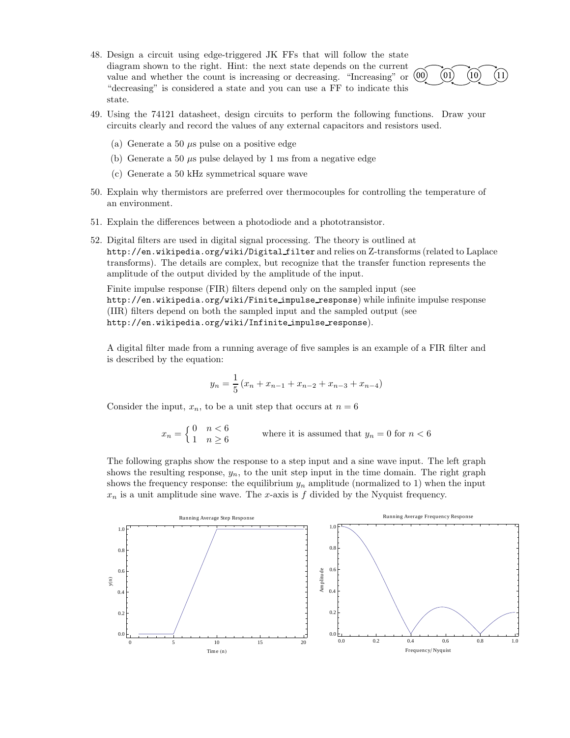48. Design a circuit using edge-triggered JK FFs that will follow the state diagram shown to the right. Hint: the next state depends on the current value and whether the count is increasing or decreasing. "Increasing" or "decreasing" is considered a state and you can use a FF to indicate this state.

49. Using the 74121 datasheet, design circuits to perform the following functions. Draw your circuits clearly and record the values of any external capacitors and resistors used.

    (a) Generate a 50 $\mu$s pulse on a positive edge

    (b) Generate a 50 $\mu$s pulse delayed by 1 ms from a negative edge

    (c) Generate a 50 kHz symmetrical square wave

50. Explain why thermistors are preferred over thermocouples for controlling the temperature of an environment.

51. Explain the differences between a photodiode and a phototransistor.

52. Digital filters are used in digital signal processing. The theory is outlined at `http://en.wikipedia.org/wiki/Digital_filter` and relies on Z-transforms (related to Laplace transforms). The details are complex, but recognize that the transfer function represents the amplitude of the output divided by the amplitude of the input.

    Finite impulse response (FIR) filters depend only on the sampled input (see `http://en.wikipedia.org/wiki/Finite_impulse_response`) while infinite impulse response (IIR) filters depend on both the sampled input and the sampled output (see `http://en.wikipedia.org/wiki/Infinite_impulse_response`).

    A digital filter made from a running average of five samples is an example of a FIR filter and is described by the equation:

    $$y_n = \frac{1}{5}\left(x_n + x_{n-1} + x_{n-2} + x_{n-3} + x_{n-4}\right)$$

    Consider the input, $x_n$, to be a unit step that occurs at $n = 6$

    $$x_n = \begin{cases} 0 & n < 6 \\ 1 & n \geq 6 \end{cases} \qquad \text{where it is assumed that } y_n = 0 \text{ for } n < 6$$

    The following graphs show the response to a step input and a sine wave input. The left graph shows the resulting response, $y_n$, to the unit step input in the time domain. The right graph shows the frequency response: the equilibrium $y_n$ amplitude (normalized to 1) when the input $x_n$ is a unit amplitude sine wave. The $x$-axis is $f$ divided by the Nyquist frequency.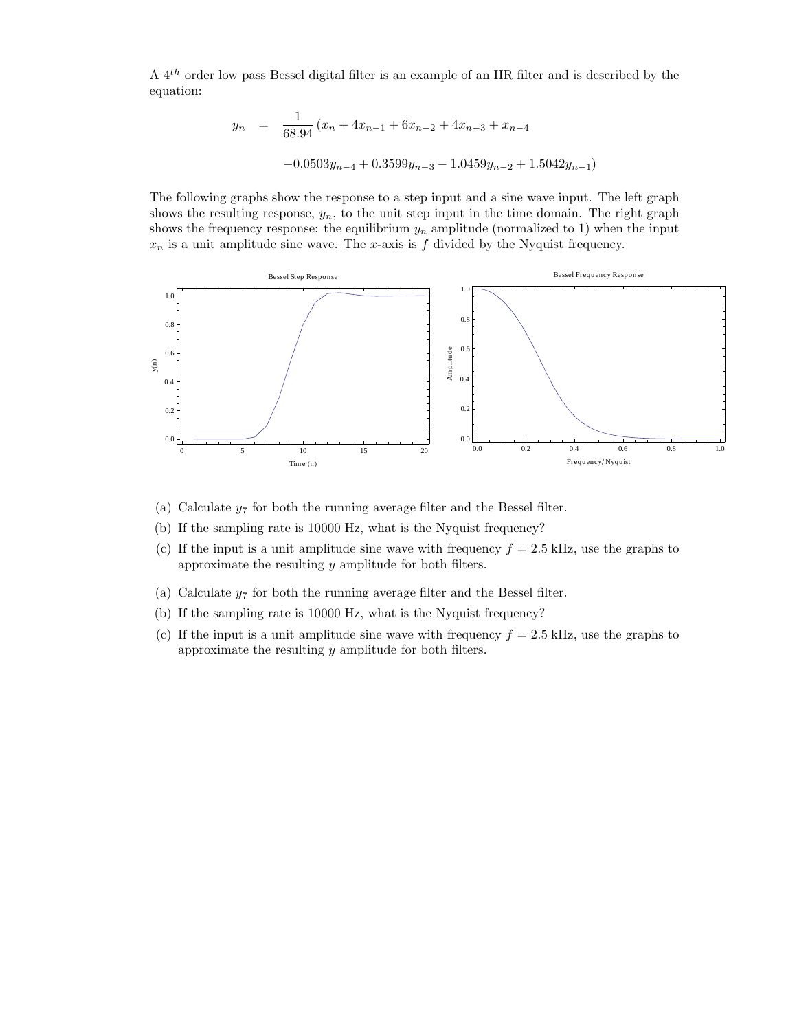A $4^{th}$ order low pass Bessel digital filter is an example of an IIR filter and is described by the equation:

$$
\begin{aligned}
y_n &= \frac{1}{68.94}(x_n + 4x_{n-1} + 6x_{n-2} + 4x_{n-3} + x_{n-4} \\
&\quad -0.0503y_{n-4} + 0.3599y_{n-3} - 1.0459y_{n-2} + 1.5042y_{n-1})
\end{aligned}
$$

The following graphs show the response to a step input and a sine wave input. The left graph shows the resulting response, $y_n$, to the unit step input in the time domain. The right graph shows the frequency response: the equilibrium $y_n$ amplitude (normalized to 1) when the input $x_n$ is a unit amplitude sine wave. The $x$-axis is $f$ divided by the Nyquist frequency.

(a) Calculate $y_7$ for both the running average filter and the Bessel filter.

(b) If the sampling rate is 10000 Hz, what is the Nyquist frequency?

(c) If the input is a unit amplitude sine wave with frequency $f = 2.5$ kHz, use the graphs to approximate the resulting $y$ amplitude for both filters.

(a) Calculate $y_7$ for both the running average filter and the Bessel filter.

(b) If the sampling rate is 10000 Hz, what is the Nyquist frequency?

(c) If the input is a unit amplitude sine wave with frequency $f = 2.5$ kHz, use the graphs to approximate the resulting $y$ amplitude for both filters.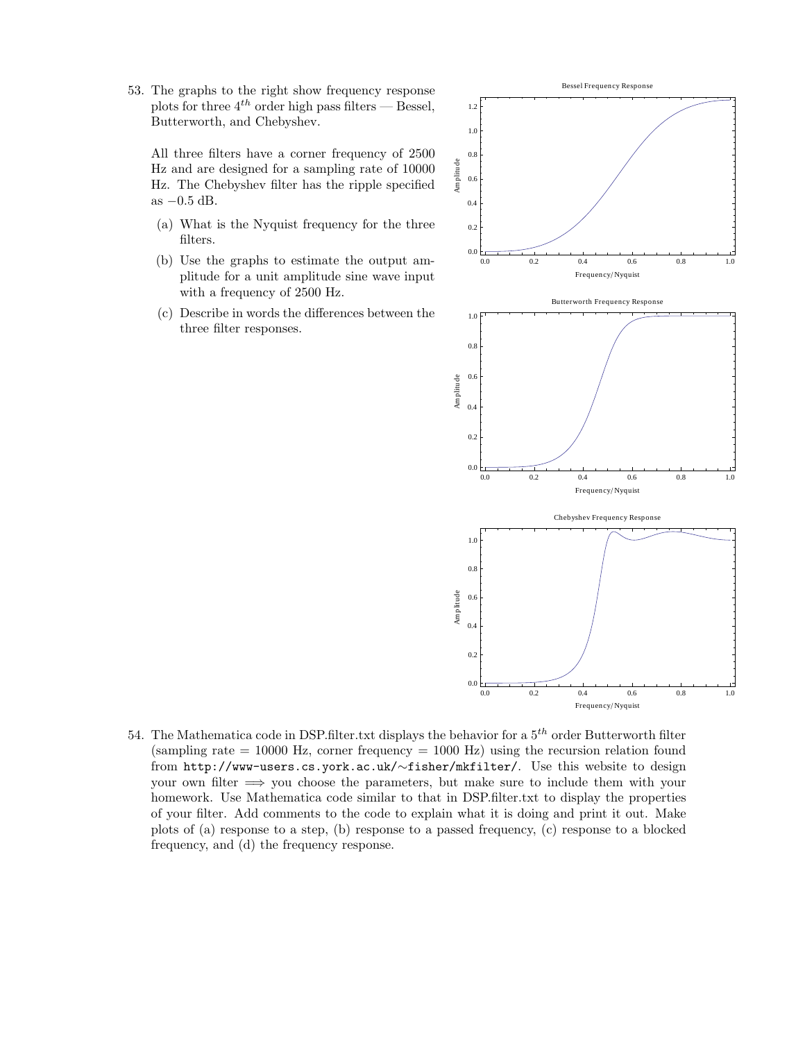53. The graphs to the right show frequency response plots for three $4^{th}$ order high pass filters — Bessel, Butterworth, and Chebyshev.

    All three filters have a corner frequency of 2500 Hz and are designed for a sampling rate of 10000 Hz. The Chebyshev filter has the ripple specified as $-0.5$ dB.

    (a) What is the Nyquist frequency for the three filters.

    (b) Use the graphs to estimate the output amplitude for a unit amplitude sine wave input with a frequency of 2500 Hz.

    (c) Describe in words the differences between the three filter responses.

Bessel Frequency Response

Amplitude

0.0
0.2
0.4
0.6
0.8
1.0
1.2

Frequency/Nyquist

0.0
0.2
0.4
0.6
0.8
1.0

Butterworth Frequency Response

Amplitude

0.0
0.2
0.4
0.6
0.8
1.0

Frequency/Nyquist

0.0
0.2
0.4
0.6
0.8
1.0

Chebyshev Frequency Response

Amplitude

0.0
0.2
0.4
0.6
0.8
1.0

Frequency/Nyquist

0.0
0.2
0.4
0.6
0.8
1.0

54. The Mathematica code in DSP.filter.txt displays the behavior for a $5^{th}$ order Butterworth filter (sampling rate = 10000 Hz, corner frequency = 1000 Hz) using the recursion relation found from `http://www-users.cs.york.ac.uk/~fisher/mkfilter/`. Use this website to design your own filter $\Longrightarrow$ you choose the parameters, but make sure to include them with your homework. Use Mathematica code similar to that in DSP.filter.txt to display the properties of your filter. Add comments to the code to explain what it is doing and print it out. Make plots of (a) response to a step, (b) response to a passed frequency, (c) response to a blocked frequency, and (d) the frequency response.